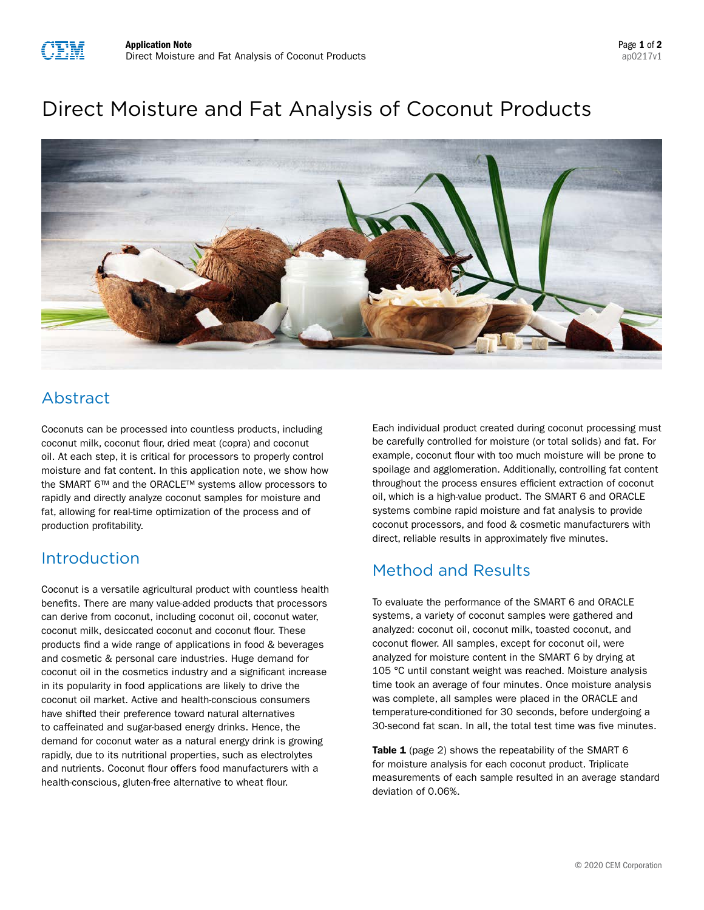# Direct Moisture and Fat Analysis of Coconut Products

## Abstract

Coconuts can be processed into countless products, including coconut milk, coconut flour, dried meat (copra) and coconut oil. At each step, it is critical for processors to properly control moisture and fat content. In this application note, we show how the SMART 6™ and the ORACLE™ systems allow processors to rapidly and directly analyze coconut samples for moisture and fat, allowing for real-time optimization of the process and of production profitability.

## Introduction

Coconut is a versatile agricultural product with countless health benefits. There are many value-added products that processors can derive from coconut, including coconut oil, coconut water, coconut milk, desiccated coconut and coconut flour. These products find a wide range of applications in food & beverages and cosmetic & personal care industries. Huge demand for coconut oil in the cosmetics industry and a significant increase in its popularity in food applications are likely to drive the coconut oil market. Active and health-conscious consumers have shifted their preference toward natural alternatives to caffeinated and sugar-based energy drinks. Hence, the demand for coconut water as a natural energy drink is growing rapidly, due to its nutritional properties, such as electrolytes and nutrients. Coconut flour offers food manufacturers with a health-conscious, gluten-free alternative to wheat flour.

Each individual product created during coconut processing must be carefully controlled for moisture (or total solids) and fat. For example, coconut flour with too much moisture will be prone to spoilage and agglomeration. Additionally, controlling fat content throughout the process ensures efficient extraction of coconut oil, which is a high-value product. The SMART 6 and ORACLE systems combine rapid moisture and fat analysis to provide coconut processors, and food & cosmetic manufacturers with direct, reliable results in approximately five minutes.

## Method and Results

To evaluate the performance of the SMART 6 and ORACLE systems, a variety of coconut samples were gathered and analyzed: coconut oil, coconut milk, toasted coconut, and coconut flower. All samples, except for coconut oil, were analyzed for moisture content in the SMART 6 by drying at 105 °C until constant weight was reached. Moisture analysis time took an average of four minutes. Once moisture analysis was complete, all samples were placed in the ORACLE and temperature-conditioned for 30 seconds, before undergoing a 30-second fat scan. In all, the total test time was five minutes.

**Table 1** (page 2) shows the repeatability of the SMART 6 for moisture analysis for each coconut product. Triplicate measurements of each sample resulted in an average standard deviation of 0.06%.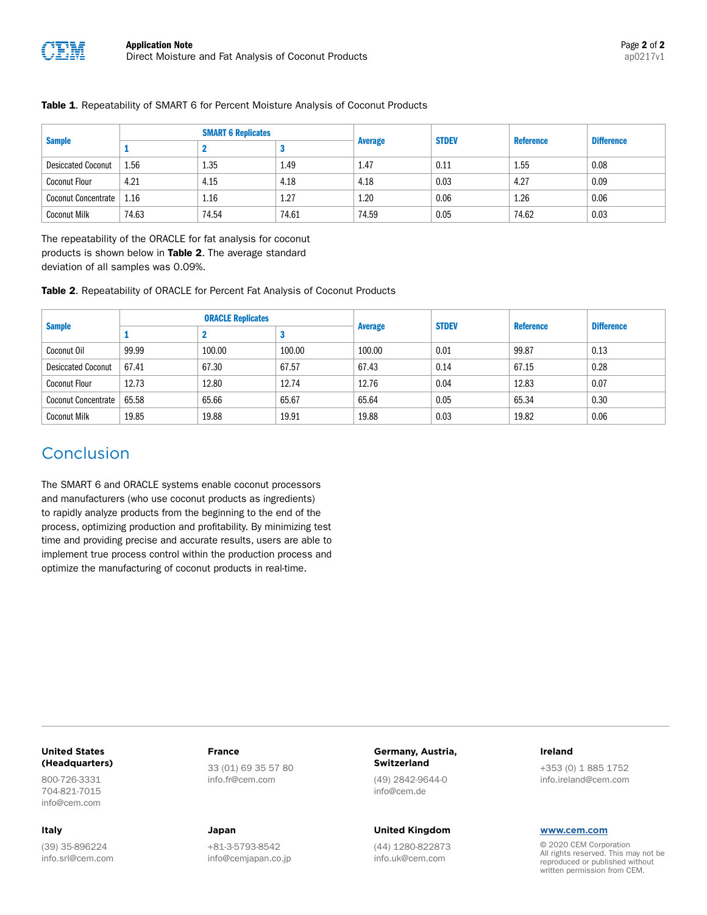**Table 1**. Repeatability of SMART 6 for Percent Moisture Analysis of Coconut Products

| Sample | SMART 6 Replicates | | | Average | STDEV | Reference | Difference |
|---|---|---|---|---|---|---|---|
| | 1 | 2 | 3 | | | | |
| Desiccated Coconut | 1.56 | 1.35 | 1.49 | 1.47 | 0.11 | 1.55 | 0.08 |
| Coconut Flour | 4.21 | 4.15 | 4.18 | 4.18 | 0.03 | 4.27 | 0.09 |
| Coconut Concentrate | 1.16 | 1.16 | 1.27 | 1.20 | 0.06 | 1.26 | 0.06 |
| Coconut Milk | 74.63 | 74.54 | 74.61 | 74.59 | 0.05 | 74.62 | 0.03 |

The repeatability of the ORACLE for fat analysis for coconut products is shown below in **Table 2**. The average standard deviation of all samples was 0.09%.

**Table 2**. Repeatability of ORACLE for Percent Fat Analysis of Coconut Products

| Sample | ORACLE Replicates | | | Average | STDEV | Reference | Difference |
|---|---|---|---|---|---|---|---|
| | 1 | 2 | 3 | | | | |
| Coconut Oil | 99.99 | 100.00 | 100.00 | 100.00 | 0.01 | 99.87 | 0.13 |
| Desiccated Coconut | 67.41 | 67.30 | 67.57 | 67.43 | 0.14 | 67.15 | 0.28 |
| Coconut Flour | 12.73 | 12.80 | 12.74 | 12.76 | 0.04 | 12.83 | 0.07 |
| Coconut Concentrate | 65.58 | 65.66 | 65.67 | 65.64 | 0.05 | 65.34 | 0.30 |
| Coconut Milk | 19.85 | 19.88 | 19.91 | 19.88 | 0.03 | 19.82 | 0.06 |

## Conclusion

The SMART 6 and ORACLE systems enable coconut processors and manufacturers (who use coconut products as ingredients) to rapidly analyze products from the beginning to the end of the process, optimizing production and profitability. By minimizing test time and providing precise and accurate results, users are able to implement true process control within the production process and optimize the manufacturing of coconut products in real-time.

**United States (Headquarters)**
800-726-3331
704-821-7015
info@cem.com

**France**
33 (01) 69 35 57 80
info.fr@cem.com

**Germany, Austria, Switzerland**
(49) 2842-9644-0
info@cem.de

**Ireland**
+353 (0) 1 885 1752
info.ireland@cem.com

**Italy**
(39) 35-896224
info.srl@cem.com

**Japan**
+81-3-5793-8542
info@cemjapan.co.jp

**United Kingdom**
(44) 1280-822873
info.uk@cem.com

**www.cem.com**

© 2020 CEM Corporation
All rights reserved. This may not be reproduced or published without written permission from CEM.